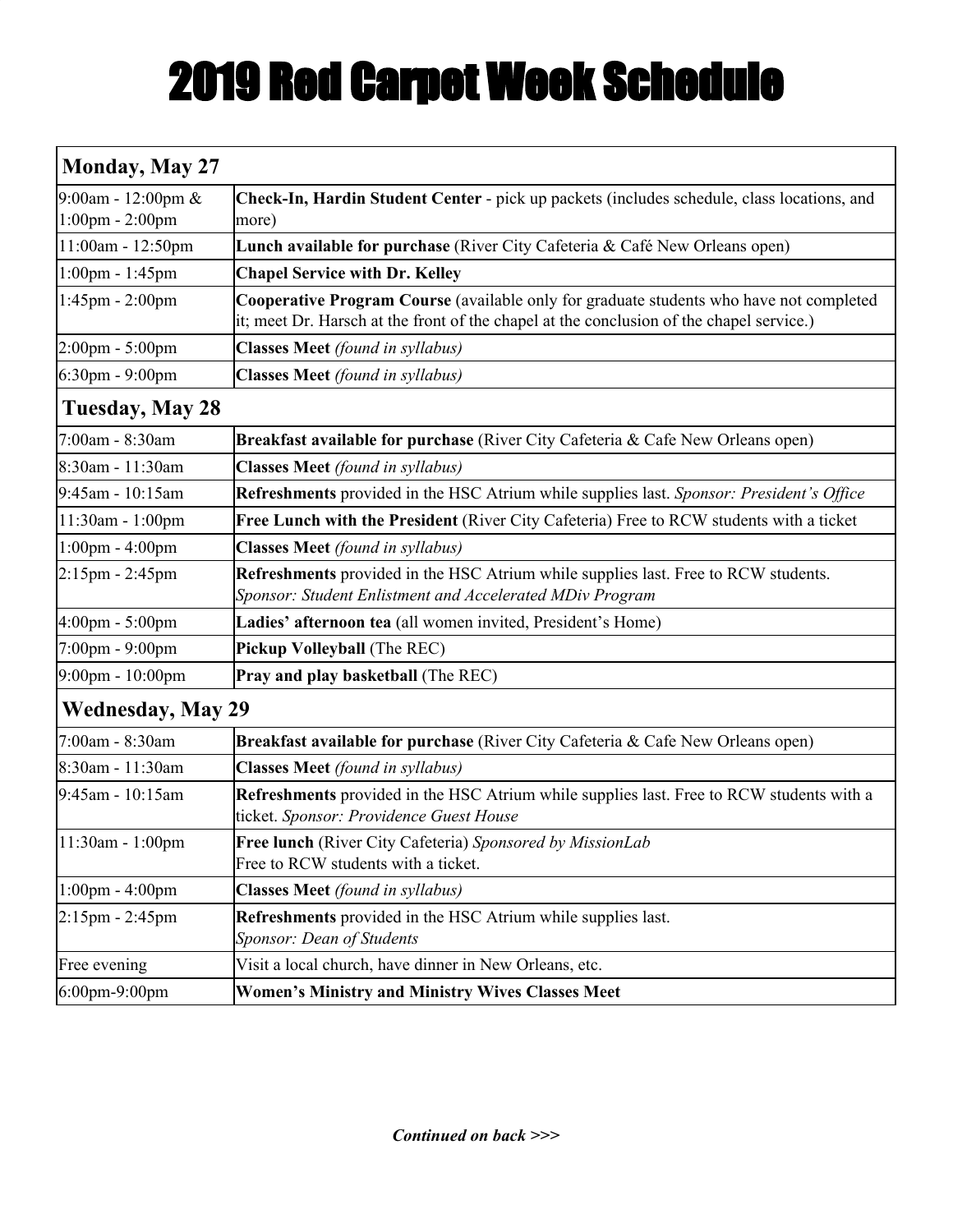# 2019 Red Carpet Week Schedule

| Monday, May 27 | |
|---|---|
| 9:00am - 12:00pm & 1:00pm - 2:00pm | **Check-In, Hardin Student Center** - pick up packets (includes schedule, class locations, and more) |
| 11:00am - 12:50pm | **Lunch available for purchase** (River City Cafeteria & Café New Orleans open) |
| 1:00pm - 1:45pm | **Chapel Service with Dr. Kelley** |
| 1:45pm - 2:00pm | **Cooperative Program Course** (available only for graduate students who have not completed it; meet Dr. Harsch at the front of the chapel at the conclusion of the chapel service.) |
| 2:00pm - 5:00pm | **Classes Meet** *(found in syllabus)* |
| 6:30pm - 9:00pm | **Classes Meet** *(found in syllabus)* |
| **Tuesday, May 28** | |
| 7:00am - 8:30am | **Breakfast available for purchase** (River City Cafeteria & Cafe New Orleans open) |
| 8:30am - 11:30am | **Classes Meet** *(found in syllabus)* |
| 9:45am - 10:15am | **Refreshments** provided in the HSC Atrium while supplies last. *Sponsor: President's Office* |
| 11:30am - 1:00pm | **Free Lunch with the President** (River City Cafeteria) Free to RCW students with a ticket |
| 1:00pm - 4:00pm | **Classes Meet** *(found in syllabus)* |
| 2:15pm - 2:45pm | **Refreshments** provided in the HSC Atrium while supplies last. Free to RCW students. *Sponsor: Student Enlistment and Accelerated MDiv Program* |
| 4:00pm - 5:00pm | **Ladies' afternoon tea** (all women invited, President's Home) |
| 7:00pm - 9:00pm | **Pickup Volleyball** (The REC) |
| 9:00pm - 10:00pm | **Pray and play basketball** (The REC) |
| **Wednesday, May 29** | |
| 7:00am - 8:30am | **Breakfast available for purchase** (River City Cafeteria & Cafe New Orleans open) |
| 8:30am - 11:30am | **Classes Meet** *(found in syllabus)* |
| 9:45am - 10:15am | **Refreshments** provided in the HSC Atrium while supplies last. Free to RCW students with a ticket. *Sponsor: Providence Guest House* |
| 11:30am - 1:00pm | **Free lunch** (River City Cafeteria) *Sponsored by MissionLab* Free to RCW students with a ticket. |
| 1:00pm - 4:00pm | **Classes Meet** *(found in syllabus)* |
| 2:15pm - 2:45pm | **Refreshments** provided in the HSC Atrium while supplies last. *Sponsor: Dean of Students* |
| Free evening | Visit a local church, have dinner in New Orleans, etc. |
| 6:00pm-9:00pm | **Women's Ministry and Ministry Wives Classes Meet** |

***Continued on back >>>***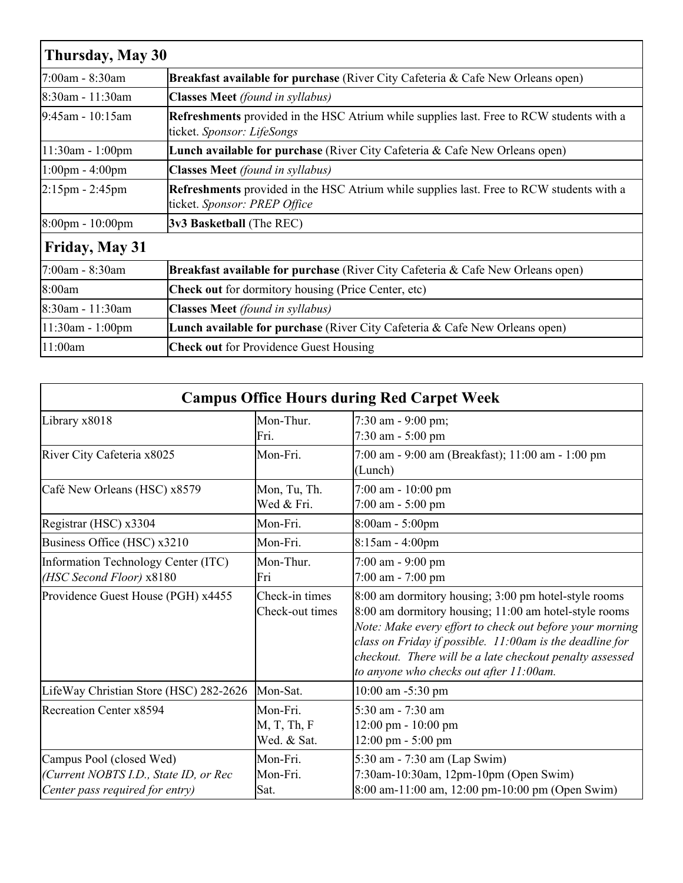| Thursday, May 30 | |
|---|---|
| 7:00am - 8:30am | **Breakfast available for purchase** (River City Cafeteria & Cafe New Orleans open) |
| 8:30am - 11:30am | **Classes Meet** *(found in syllabus)* |
| 9:45am - 10:15am | **Refreshments** provided in the HSC Atrium while supplies last. Free to RCW students with a ticket. *Sponsor: LifeSongs* |
| 11:30am - 1:00pm | **Lunch available for purchase** (River City Cafeteria & Cafe New Orleans open) |
| 1:00pm - 4:00pm | **Classes Meet** *(found in syllabus)* |
| 2:15pm - 2:45pm | **Refreshments** provided in the HSC Atrium while supplies last. Free to RCW students with a ticket. *Sponsor: PREP Office* |
| 8:00pm - 10:00pm | **3v3 Basketball** (The REC) |
| **Friday, May 31** | |
| 7:00am - 8:30am | **Breakfast available for purchase** (River City Cafeteria & Cafe New Orleans open) |
| 8:00am | **Check out** for dormitory housing (Price Center, etc) |
| 8:30am - 11:30am | **Classes Meet** *(found in syllabus)* |
| 11:30am - 1:00pm | **Lunch available for purchase** (River City Cafeteria & Cafe New Orleans open) |
| 11:00am | **Check out** for Providence Guest Housing |

| Campus Office Hours during Red Carpet Week | | |
|---|---|---|
| Library x8018 | Mon-Thur.<br>Fri. | 7:30 am - 9:00 pm;<br>7:30 am - 5:00 pm |
| River City Cafeteria x8025 | Mon-Fri. | 7:00 am - 9:00 am (Breakfast); 11:00 am - 1:00 pm (Lunch) |
| Café New Orleans (HSC) x8579 | Mon, Tu, Th.<br>Wed & Fri. | 7:00 am - 10:00 pm<br>7:00 am - 5:00 pm |
| Registrar (HSC) x3304 | Mon-Fri. | 8:00am - 5:00pm |
| Business Office (HSC) x3210 | Mon-Fri. | 8:15am - 4:00pm |
| Information Technology Center (ITC) *(HSC Second Floor)* x8180 | Mon-Thur.<br>Fri | 7:00 am - 9:00 pm<br>7:00 am - 7:00 pm |
| Providence Guest House (PGH) x4455 | Check-in times<br>Check-out times | 8:00 am dormitory housing; 3:00 pm hotel-style rooms<br>8:00 am dormitory housing; 11:00 am hotel-style rooms<br>*Note: Make every effort to check out before your morning class on Friday if possible. 11:00am is the deadline for checkout. There will be a late checkout penalty assessed to anyone who checks out after 11:00am.* |
| LifeWay Christian Store (HSC) 282-2626 | Mon-Sat. | 10:00 am -5:30 pm |
| Recreation Center x8594 | Mon-Fri.<br>M, T, Th, F<br>Wed. & Sat. | 5:30 am - 7:30 am<br>12:00 pm - 10:00 pm<br>12:00 pm - 5:00 pm |
| Campus Pool (closed Wed)<br>*(Current NOBTS I.D., State ID, or Rec Center pass required for entry)* | Mon-Fri.<br>Mon-Fri.<br>Sat. | 5:30 am - 7:30 am (Lap Swim)<br>7:30am-10:30am, 12pm-10pm (Open Swim)<br>8:00 am-11:00 am, 12:00 pm-10:00 pm (Open Swim) |